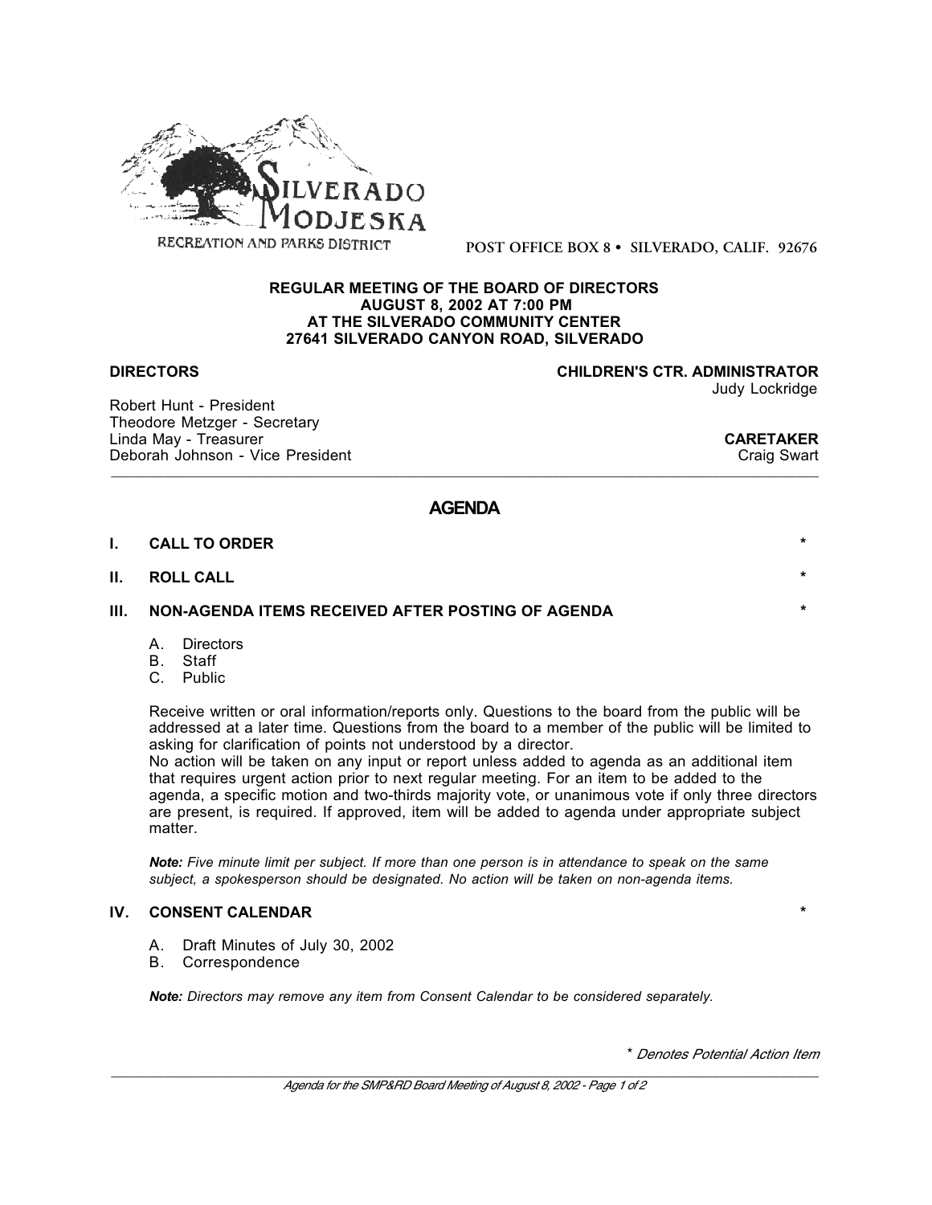SILVERADO MODJESKA

RECREATION AND PARKS DISTRICT

POST OFFICE BOX 8 • SILVERADO, CALIF. 92676

**REGULAR MEETING OF THE BOARD OF DIRECTORS**
**AUGUST 8, 2002 AT 7:00 PM**
**AT THE SILVERADO COMMUNITY CENTER**
**27641 SILVERADO CANYON ROAD, SILVERADO**

**DIRECTORS**

Robert Hunt - President
Theodore Metzger - Secretary
Linda May - Treasurer
Deborah Johnson - Vice President

**CHILDREN'S CTR. ADMINISTRATOR**
Judy Lockridge

**CARETAKER**
Craig Swart

---

# AGENDA

## I. CALL TO ORDER *

## II. ROLL CALL *

## III. NON-AGENDA ITEMS RECEIVED AFTER POSTING OF AGENDA *

A. Directors
B. Staff
C. Public

Receive written or oral information/reports only. Questions to the board from the public will be addressed at a later time. Questions from the board to a member of the public will be limited to asking for clarification of points not understood by a director.
No action will be taken on any input or report unless added to agenda as an additional item that requires urgent action prior to next regular meeting. For an item to be added to the agenda, a specific motion and two-thirds majority vote, or unanimous vote if only three directors are present, is required. If approved, item will be added to agenda under appropriate subject matter.

***Note:*** *Five minute limit per subject. If more than one person is in attendance to speak on the same subject, a spokesperson should be designated. No action will be taken on non-agenda items.*

## IV. CONSENT CALENDAR *

A. Draft Minutes of July 30, 2002
B. Correspondence

***Note:*** *Directors may remove any item from Consent Calendar to be considered separately.*

\* *Denotes Potential Action Item*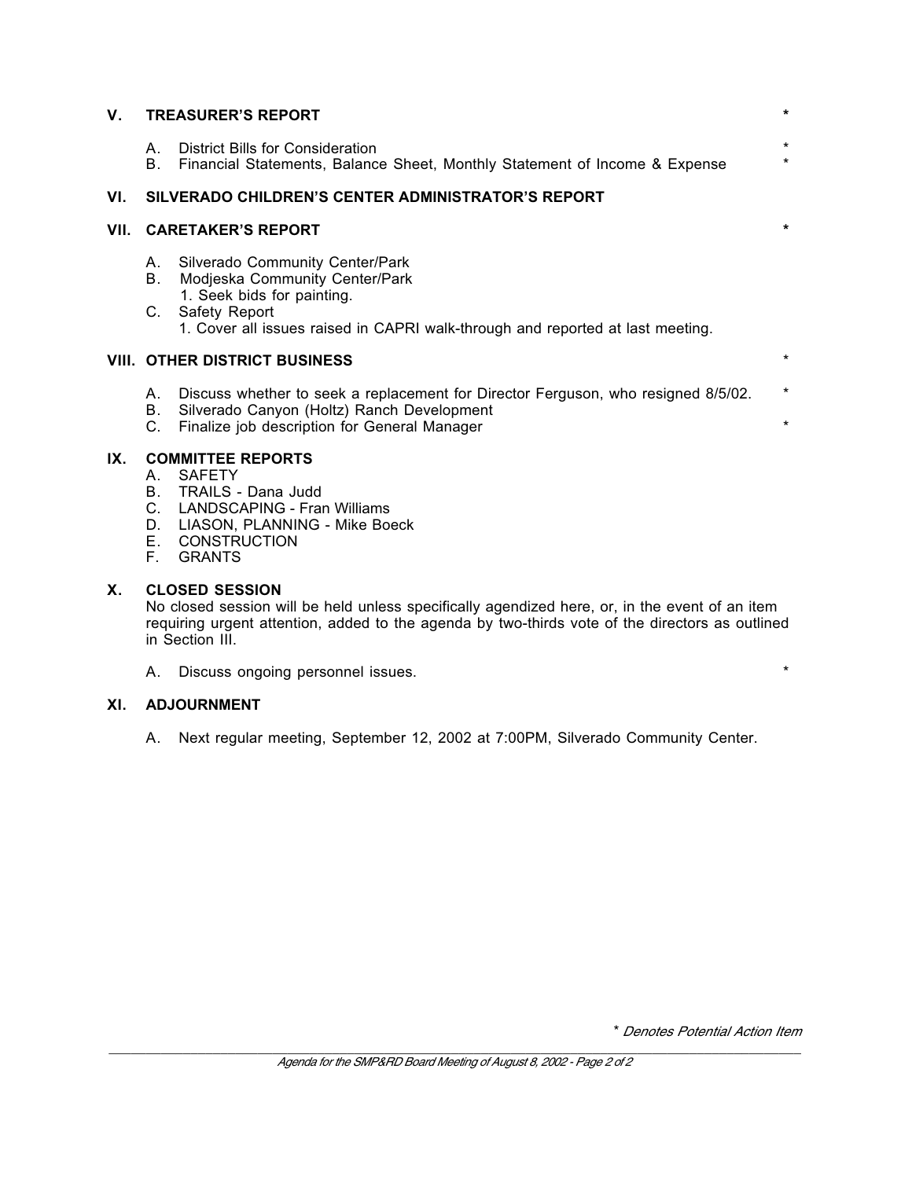## V. TREASURER'S REPORT *

A. District Bills for Consideration *
B. Financial Statements, Balance Sheet, Monthly Statement of Income & Expense *

## VI. SILVERADO CHILDREN'S CENTER ADMINISTRATOR'S REPORT

## VII. CARETAKER'S REPORT *

A. Silverado Community Center/Park
B. Modjeska Community Center/Park
   1. Seek bids for painting.
C. Safety Report
   1. Cover all issues raised in CAPRI walk-through and reported at last meeting.

## VIII. OTHER DISTRICT BUSINESS *

A. Discuss whether to seek a replacement for Director Ferguson, who resigned 8/5/02. *
B. Silverado Canyon (Holtz) Ranch Development
C. Finalize job description for General Manager *

## IX. COMMITTEE REPORTS

A. SAFETY
B. TRAILS - Dana Judd
C. LANDSCAPING - Fran Williams
D. LIASON, PLANNING - Mike Boeck
E. CONSTRUCTION
F. GRANTS

## X. CLOSED SESSION

No closed session will be held unless specifically agendized here, or, in the event of an item requiring urgent attention, added to the agenda by two-thirds vote of the directors as outlined in Section III.

A. Discuss ongoing personnel issues. *

## XI. ADJOURNMENT

A. Next regular meeting, September 12, 2002 at 7:00PM, Silverado Community Center.

*\* Denotes Potential Action Item*